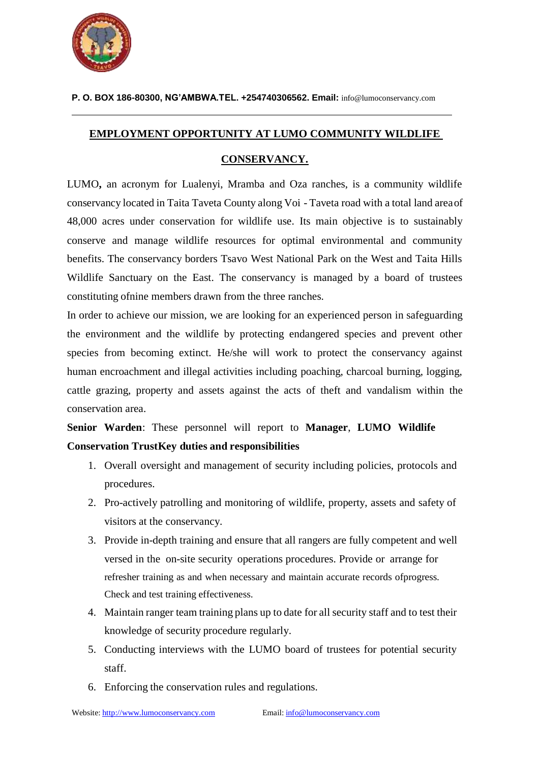**P. O. BOX 186-80300, NG'AMBWA.TEL. +254740306562. Email:** info@lumoconservancy.com

---

## EMPLOYMENT OPPORTUNITY AT LUMO COMMUNITY WILDLIFE CONSERVANCY.

LUMO**,** an acronym for Lualenyi, Mramba and Oza ranches, is a community wildlife conservancy located in Taita Taveta County along Voi - Taveta road with a total land area of 48,000 acres under conservation for wildlife use. Its main objective is to sustainably conserve and manage wildlife resources for optimal environmental and community benefits. The conservancy borders Tsavo West National Park on the West and Taita Hills Wildlife Sanctuary on the East. The conservancy is managed by a board of trustees constituting ofnine members drawn from the three ranches.

In order to achieve our mission, we are looking for an experienced person in safeguarding the environment and the wildlife by protecting endangered species and prevent other species from becoming extinct. He/she will work to protect the conservancy against human encroachment and illegal activities including poaching, charcoal burning, logging, cattle grazing, property and assets against the acts of theft and vandalism within the conservation area.

**Senior Warden**: These personnel will report to **Manager**, **LUMO Wildlife Conservation TrustKey duties and responsibilities**

1. Overall oversight and management of security including policies, protocols and procedures.
2. Pro-actively patrolling and monitoring of wildlife, property, assets and safety of visitors at the conservancy.
3. Provide in-depth training and ensure that all rangers are fully competent and well versed in the on-site security operations procedures. Provide or arrange for refresher training as and when necessary and maintain accurate records ofprogress. Check and test training effectiveness.
4. Maintain ranger team training plans up to date for all security staff and to test their knowledge of security procedure regularly.
5. Conducting interviews with the LUMO board of trustees for potential security staff.
6. Enforcing the conservation rules and regulations.

Website: http://www.lumoconservancy.com Email: info@lumoconservancy.com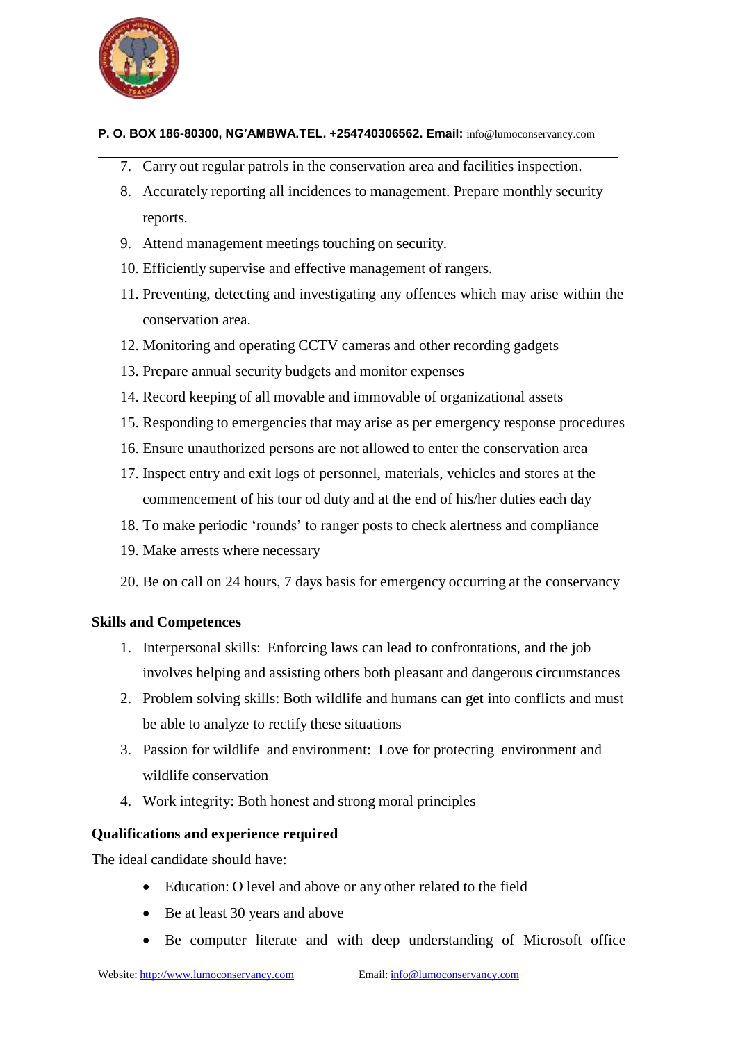7. Carry out regular patrols in the conservation area and facilities inspection.
8. Accurately reporting all incidences to management. Prepare monthly security reports.
9. Attend management meetings touching on security.
10. Efficiently supervise and effective management of rangers.
11. Preventing, detecting and investigating any offences which may arise within the conservation area.
12. Monitoring and operating CCTV cameras and other recording gadgets
13. Prepare annual security budgets and monitor expenses
14. Record keeping of all movable and immovable of organizational assets
15. Responding to emergencies that may arise as per emergency response procedures
16. Ensure unauthorized persons are not allowed to enter the conservation area
17. Inspect entry and exit logs of personnel, materials, vehicles and stores at the commencement of his tour od duty and at the end of his/her duties each day
18. To make periodic 'rounds' to ranger posts to check alertness and compliance
19. Make arrests where necessary
20. Be on call on 24 hours, 7 days basis for emergency occurring at the conservancy

**Skills and Competences**

1. Interpersonal skills: Enforcing laws can lead to confrontations, and the job involves helping and assisting others both pleasant and dangerous circumstances
2. Problem solving skills: Both wildlife and humans can get into conflicts and must be able to analyze to rectify these situations
3. Passion for wildlife and environment: Love for protecting environment and wildlife conservation
4. Work integrity: Both honest and strong moral principles

**Qualifications and experience required**

The ideal candidate should have:

- Education: O level and above or any other related to the field
- Be at least 30 years and above
- Be computer literate and with deep understanding of Microsoft office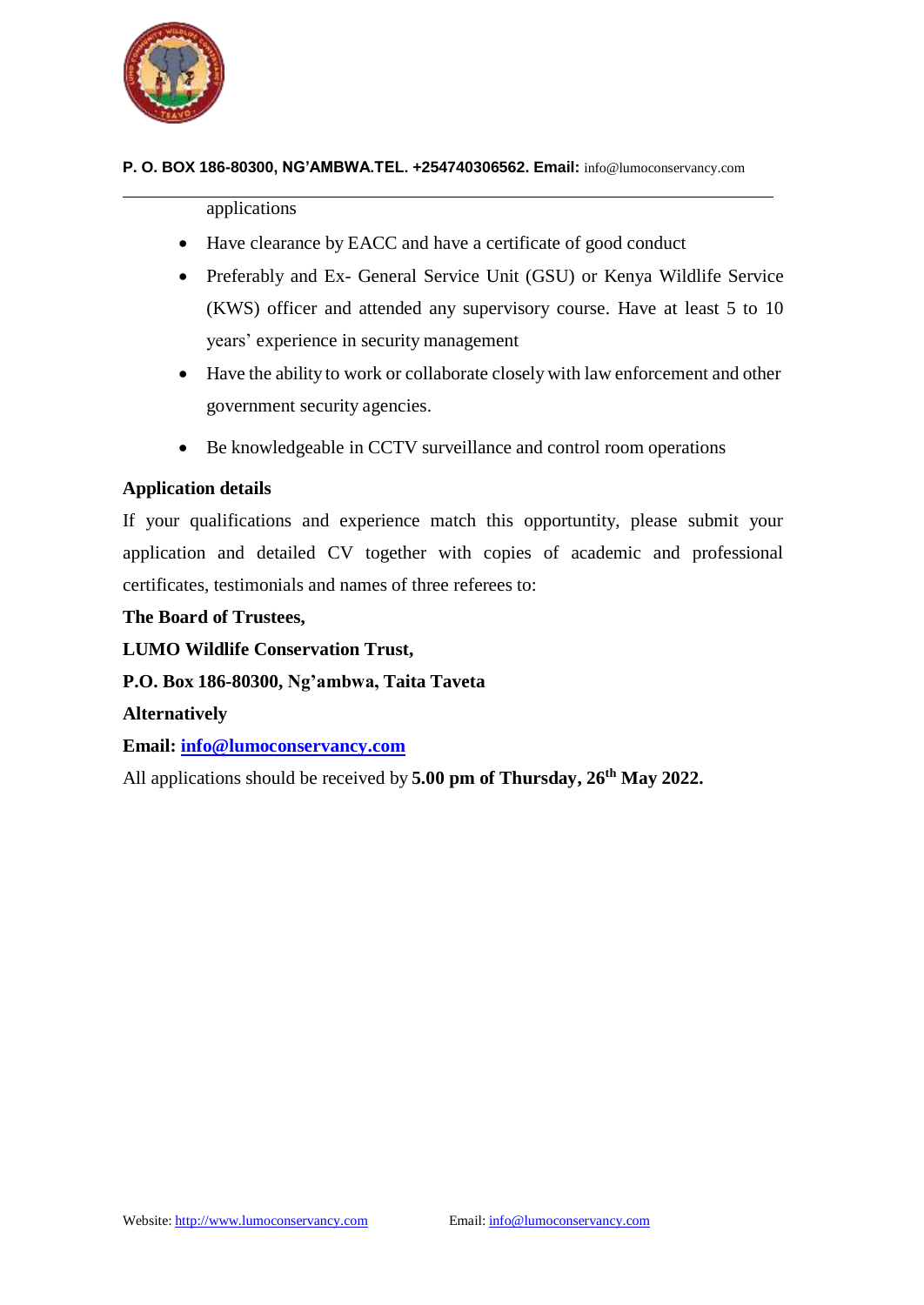applications

- Have clearance by EACC and have a certificate of good conduct
- Preferably and Ex- General Service Unit (GSU) or Kenya Wildlife Service (KWS) officer and attended any supervisory course. Have at least 5 to 10 years' experience in security management
- Have the ability to work or collaborate closely with law enforcement and other government security agencies.
- Be knowledgeable in CCTV surveillance and control room operations

**Application details**

If your qualifications and experience match this opportuntity, please submit your application and detailed CV together with copies of academic and professional certificates, testimonials and names of three referees to:

**The Board of Trustees,**

**LUMO Wildlife Conservation Trust,**

**P.O. Box 186-80300, Ng'ambwa, Taita Taveta**

**Alternatively**

**Email: info@lumoconservancy.com**

All applications should be received by **5.00 pm of Thursday, 26th May 2022.**